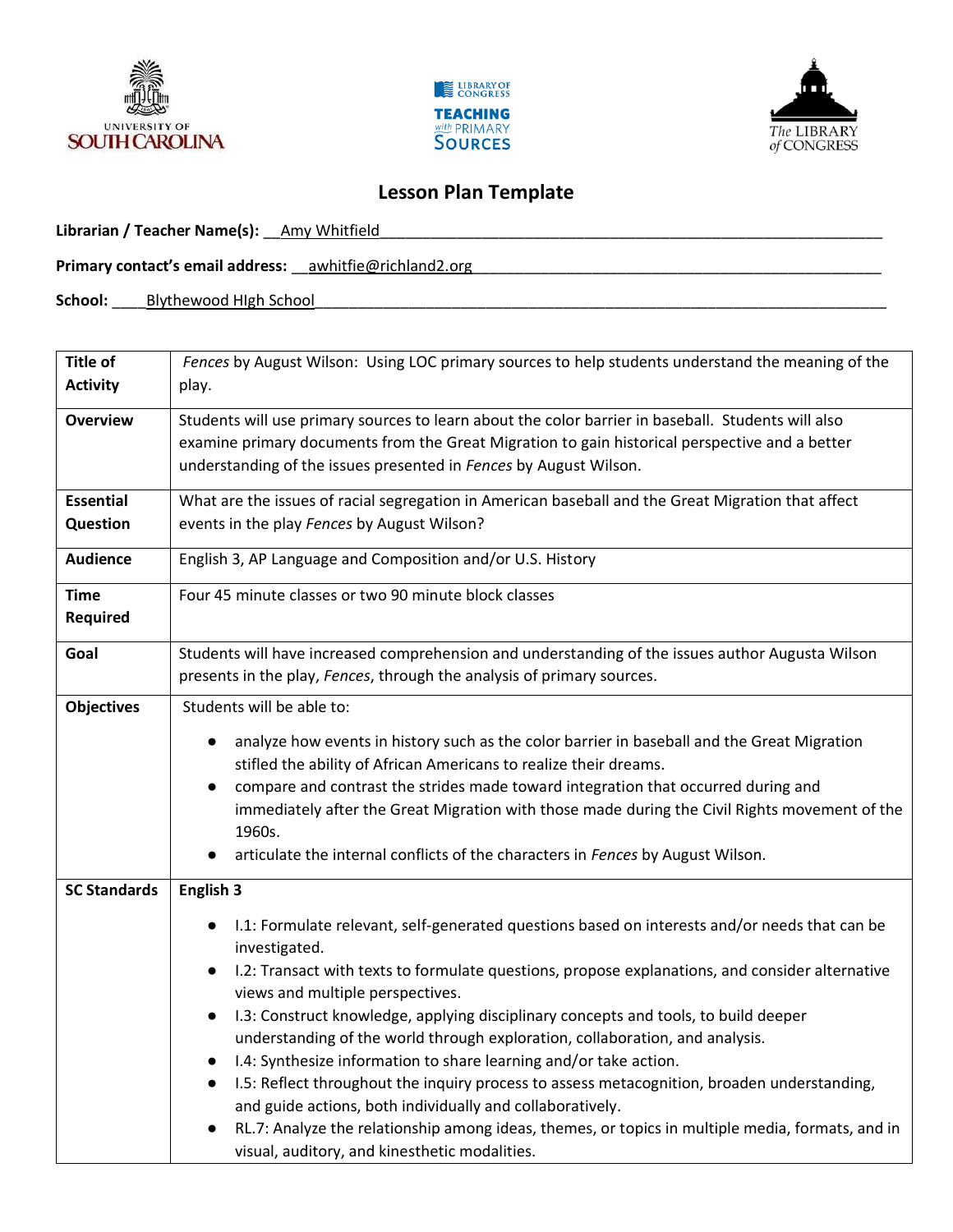# Lesson Plan Template

**Librarian / Teacher Name(s):** Amy Whitfield

**Primary contact's email address:** awhitfie@richland2.org

**School:** Blythewood HIgh School

| | |
|---|---|
| **Title of Activity** | *Fences* by August Wilson: Using LOC primary sources to help students understand the meaning of the play. |
| **Overview** | Students will use primary sources to learn about the color barrier in baseball. Students will also examine primary documents from the Great Migration to gain historical perspective and a better understanding of the issues presented in *Fences* by August Wilson. |
| **Essential Question** | What are the issues of racial segregation in American baseball and the Great Migration that affect events in the play *Fences* by August Wilson? |
| **Audience** | English 3, AP Language and Composition and/or U.S. History |
| **Time Required** | Four 45 minute classes or two 90 minute block classes |
| **Goal** | Students will have increased comprehension and understanding of the issues author Augusta Wilson presents in the play, *Fences*, through the analysis of primary sources. |
| **Objectives** | Students will be able to:<br>• analyze how events in history such as the color barrier in baseball and the Great Migration stifled the ability of African Americans to realize their dreams.<br>• compare and contrast the strides made toward integration that occurred during and immediately after the Great Migration with those made during the Civil Rights movement of the 1960s.<br>• articulate the internal conflicts of the characters in *Fences* by August Wilson. |
| **SC Standards** | **English 3**<br>• I.1: Formulate relevant, self-generated questions based on interests and/or needs that can be investigated.<br>• I.2: Transact with texts to formulate questions, propose explanations, and consider alternative views and multiple perspectives.<br>• I.3: Construct knowledge, applying disciplinary concepts and tools, to build deeper understanding of the world through exploration, collaboration, and analysis.<br>• I.4: Synthesize information to share learning and/or take action.<br>• I.5: Reflect throughout the inquiry process to assess metacognition, broaden understanding, and guide actions, both individually and collaboratively.<br>• RL.7: Analyze the relationship among ideas, themes, or topics in multiple media, formats, and in visual, auditory, and kinesthetic modalities. |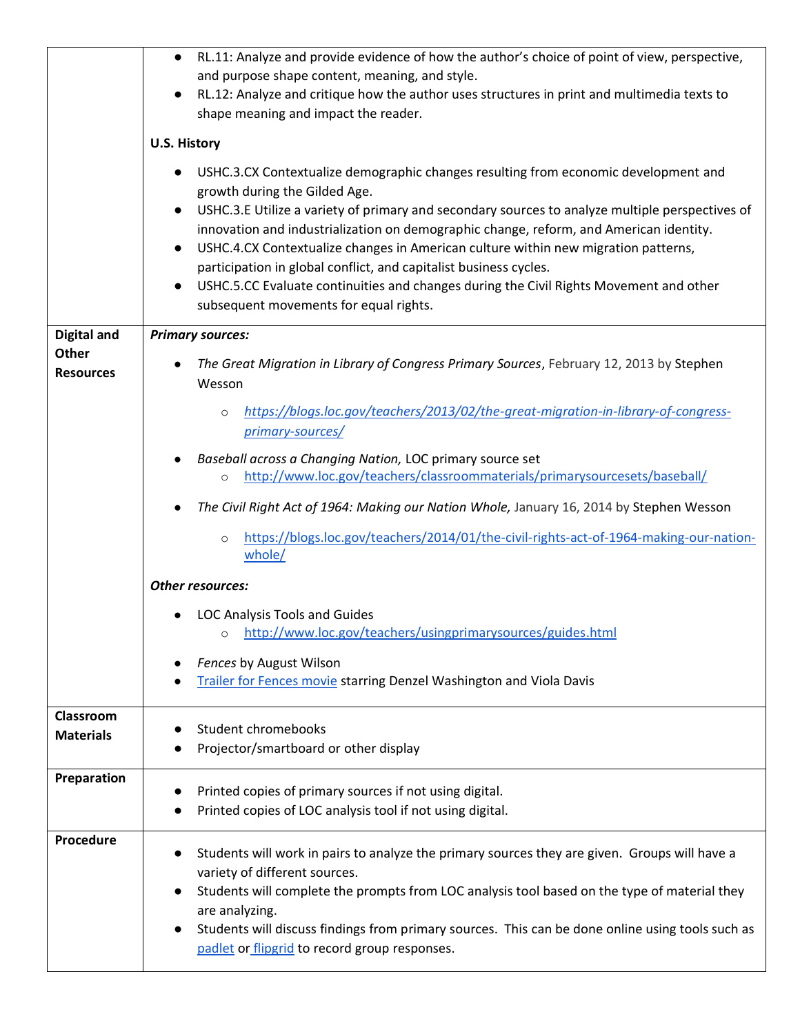| | |
|---|---|
| | • RL.11: Analyze and provide evidence of how the author's choice of point of view, perspective, and purpose shape content, meaning, and style.<br>• RL.12: Analyze and critique how the author uses structures in print and multimedia texts to shape meaning and impact the reader.<br><br>**U.S. History**<br><br>• USHC.3.CX Contextualize demographic changes resulting from economic development and growth during the Gilded Age.<br>• USHC.3.E Utilize a variety of primary and secondary sources to analyze multiple perspectives of innovation and industrialization on demographic change, reform, and American identity.<br>• USHC.4.CX Contextualize changes in American culture within new migration patterns, participation in global conflict, and capitalist business cycles.<br>• USHC.5.CC Evaluate continuities and changes during the Civil Rights Movement and other subsequent movements for equal rights. |
| **Digital and Other Resources** | ***Primary sources:***<br><br>• *The Great Migration in Library of Congress Primary Sources*, February 12, 2013 by Stephen Wesson<br>  ○ *https://blogs.loc.gov/teachers/2013/02/the-great-migration-in-library-of-congress-primary-sources/*<br><br>• *Baseball across a Changing Nation,* LOC primary source set<br>  ○ http://www.loc.gov/teachers/classroommaterials/primarysourcesets/baseball/<br><br>• *The Civil Right Act of 1964: Making our Nation Whole,* January 16, 2014 by Stephen Wesson<br>  ○ https://blogs.loc.gov/teachers/2014/01/the-civil-rights-act-of-1964-making-our-nation-whole/<br><br>***Other resources:***<br><br>• LOC Analysis Tools and Guides<br>  ○ http://www.loc.gov/teachers/usingprimarysources/guides.html<br><br>• *Fences* by August Wilson<br>• Trailer for Fences movie starring Denzel Washington and Viola Davis |
| **Classroom Materials** | • Student chromebooks<br>• Projector/smartboard or other display |
| **Preparation** | • Printed copies of primary sources if not using digital.<br>• Printed copies of LOC analysis tool if not using digital. |
| **Procedure** | • Students will work in pairs to analyze the primary sources they are given. Groups will have a variety of different sources.<br>• Students will complete the prompts from LOC analysis tool based on the type of material they are analyzing.<br>• Students will discuss findings from primary sources. This can be done online using tools such as padlet or flipgrid to record group responses. |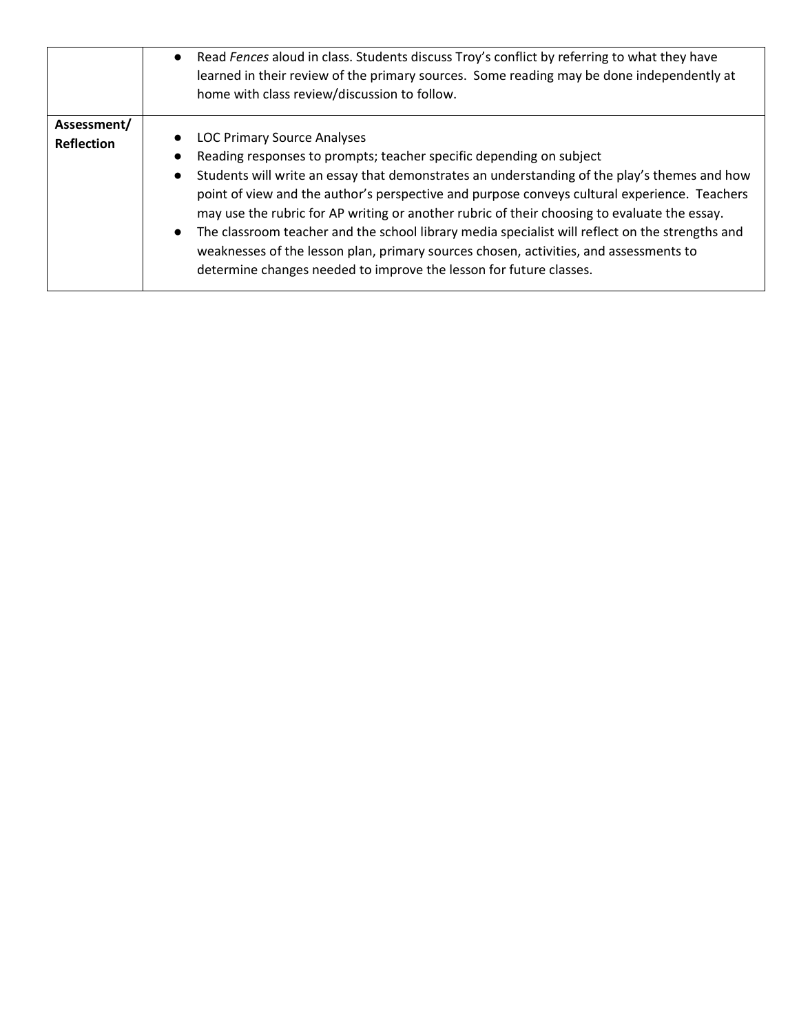| | |
|---|---|
| | • Read *Fences* aloud in class. Students discuss Troy's conflict by referring to what they have learned in their review of the primary sources. Some reading may be done independently at home with class review/discussion to follow. |
| **Assessment/ Reflection** | • LOC Primary Source Analyses<br>• Reading responses to prompts; teacher specific depending on subject<br>• Students will write an essay that demonstrates an understanding of the play's themes and how point of view and the author's perspective and purpose conveys cultural experience. Teachers may use the rubric for AP writing or another rubric of their choosing to evaluate the essay.<br>• The classroom teacher and the school library media specialist will reflect on the strengths and weaknesses of the lesson plan, primary sources chosen, activities, and assessments to determine changes needed to improve the lesson for future classes. |